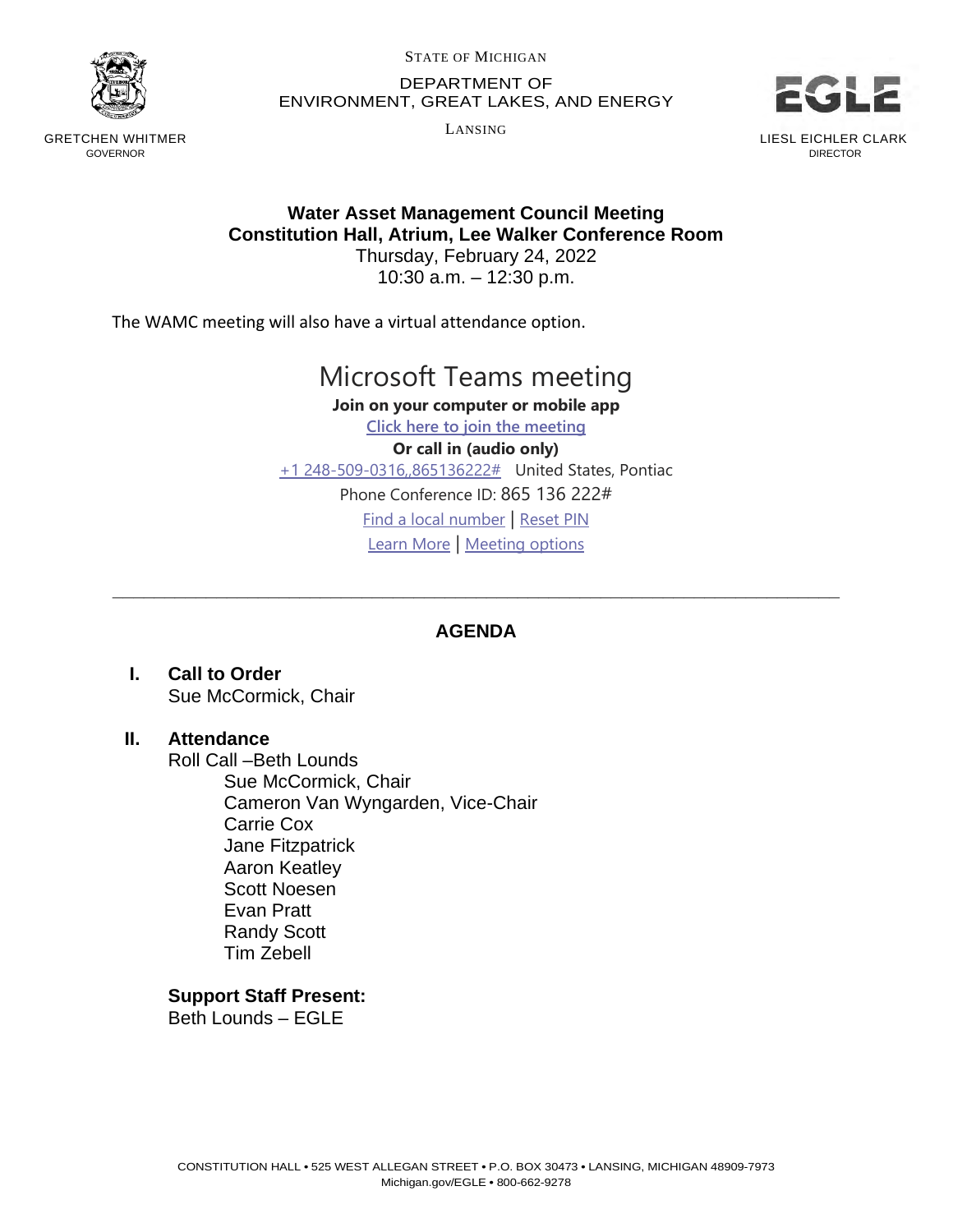STATE OF MICHIGAN

DEPARTMENT OF
ENVIRONMENT, GREAT LAKES, AND ENERGY

LANSING

GRETCHEN WHITMER
GOVERNOR

LIESL EICHLER CLARK
DIRECTOR

**Water Asset Management Council Meeting**
**Constitution Hall, Atrium, Lee Walker Conference Room**
Thursday, February 24, 2022
10:30 a.m. – 12:30 p.m.

The WAMC meeting will also have a virtual attendance option.

## Microsoft Teams meeting

**Join on your computer or mobile app**

Click here to join the meeting

**Or call in (audio only)**

+1 248-509-0316,,865136222# United States, Pontiac

Phone Conference ID: 865 136 222#

Find a local number | Reset PIN

Learn More | Meeting options

---

## AGENDA

**I. Call to Order**
Sue McCormick, Chair

**II. Attendance**
Roll Call –Beth Lounds

- Sue McCormick, Chair
- Cameron Van Wyngarden, Vice-Chair
- Carrie Cox
- Jane Fitzpatrick
- Aaron Keatley
- Scott Noesen
- Evan Pratt
- Randy Scott
- Tim Zebell

**Support Staff Present:**
Beth Lounds – EGLE

CONSTITUTION HALL • 525 WEST ALLEGAN STREET • P.O. BOX 30473 • LANSING, MICHIGAN 48909-7973
Michigan.gov/EGLE • 800-662-9278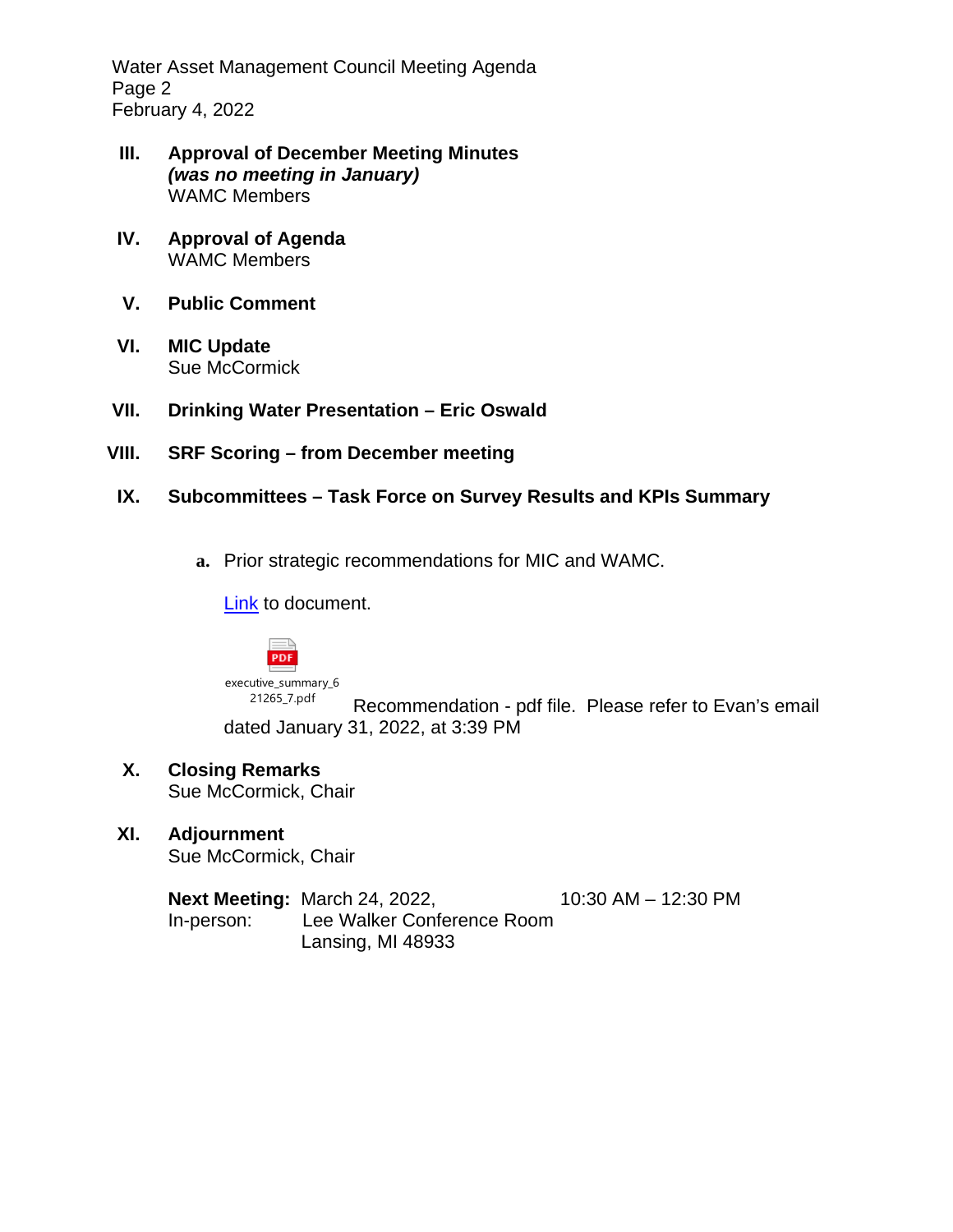**III. Approval of December Meeting Minutes**
***(was no meeting in January)***
WAMC Members

**IV. Approval of Agenda**
WAMC Members

**V. Public Comment**

**VI. MIC Update**
Sue McCormick

**VII. Drinking Water Presentation – Eric Oswald**

**VIII. SRF Scoring – from December meeting**

**IX. Subcommittees – Task Force on Survey Results and KPIs Summary**

a. Prior strategic recommendations for MIC and WAMC.

Link to document.

executive_summary_621265_7.pdf Recommendation - pdf file. Please refer to Evan's email dated January 31, 2022, at 3:39 PM

**X. Closing Remarks**
Sue McCormick, Chair

**XI. Adjournment**
Sue McCormick, Chair

**Next Meeting:** March 24, 2022, 10:30 AM – 12:30 PM
In-person: Lee Walker Conference Room
Lansing, MI 48933